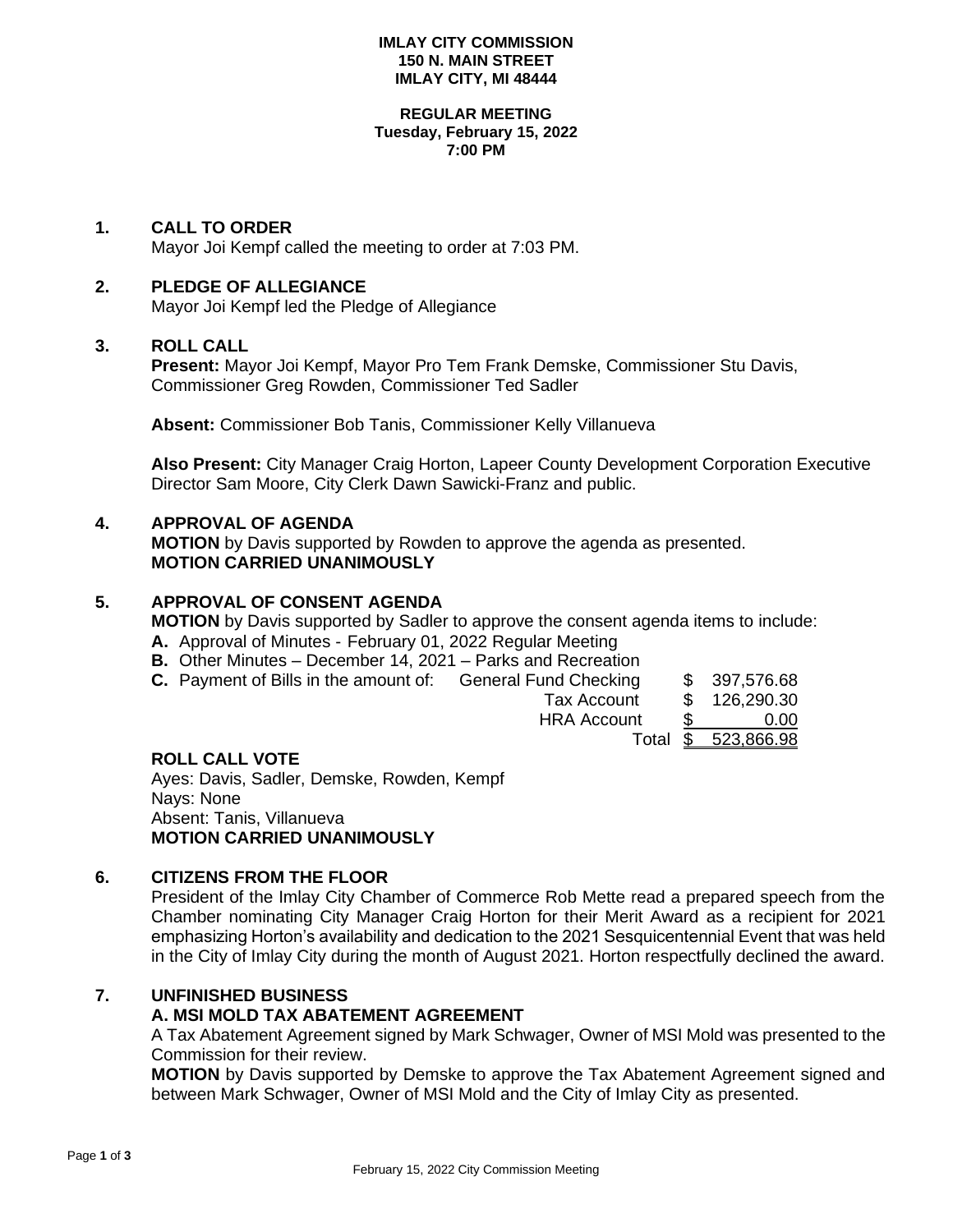**IMLAY CITY COMMISSION**
**150 N. MAIN STREET**
**IMLAY CITY, MI 48444**

**REGULAR MEETING**
**Tuesday, February 15, 2022**
**7:00 PM**

## 1. CALL TO ORDER

Mayor Joi Kempf called the meeting to order at 7:03 PM.

## 2. PLEDGE OF ALLEGIANCE

Mayor Joi Kempf led the Pledge of Allegiance

## 3. ROLL CALL

**Present:** Mayor Joi Kempf, Mayor Pro Tem Frank Demske, Commissioner Stu Davis, Commissioner Greg Rowden, Commissioner Ted Sadler

**Absent:** Commissioner Bob Tanis, Commissioner Kelly Villanueva

**Also Present:** City Manager Craig Horton, Lapeer County Development Corporation Executive Director Sam Moore, City Clerk Dawn Sawicki-Franz and public.

## 4. APPROVAL OF AGENDA

**MOTION** by Davis supported by Rowden to approve the agenda as presented.
**MOTION CARRIED UNANIMOUSLY**

## 5. APPROVAL OF CONSENT AGENDA

**MOTION** by Davis supported by Sadler to approve the consent agenda items to include:

**A.** Approval of Minutes - February 01, 2022 Regular Meeting
**B.** Other Minutes – December 14, 2021 – Parks and Recreation
**C.** Payment of Bills in the amount of:

| | | |
|---|---|---|
| General Fund Checking | $ | 397,576.68 |
| Tax Account | $ | 126,290.30 |
| HRA Account | $ | 0.00 |
| Total | $ | 523,866.98 |

**ROLL CALL VOTE**
Ayes: Davis, Sadler, Demske, Rowden, Kempf
Nays: None
Absent: Tanis, Villanueva
**MOTION CARRIED UNANIMOUSLY**

## 6. CITIZENS FROM THE FLOOR

President of the Imlay City Chamber of Commerce Rob Mette read a prepared speech from the Chamber nominating City Manager Craig Horton for their Merit Award as a recipient for 2021 emphasizing Horton's availability and dedication to the 2021 Sesquicentennial Event that was held in the City of Imlay City during the month of August 2021. Horton respectfully declined the award.

## 7. UNFINISHED BUSINESS

### A. MSI MOLD TAX ABATEMENT AGREEMENT

A Tax Abatement Agreement signed by Mark Schwager, Owner of MSI Mold was presented to the Commission for their review.

**MOTION** by Davis supported by Demske to approve the Tax Abatement Agreement signed and between Mark Schwager, Owner of MSI Mold and the City of Imlay City as presented.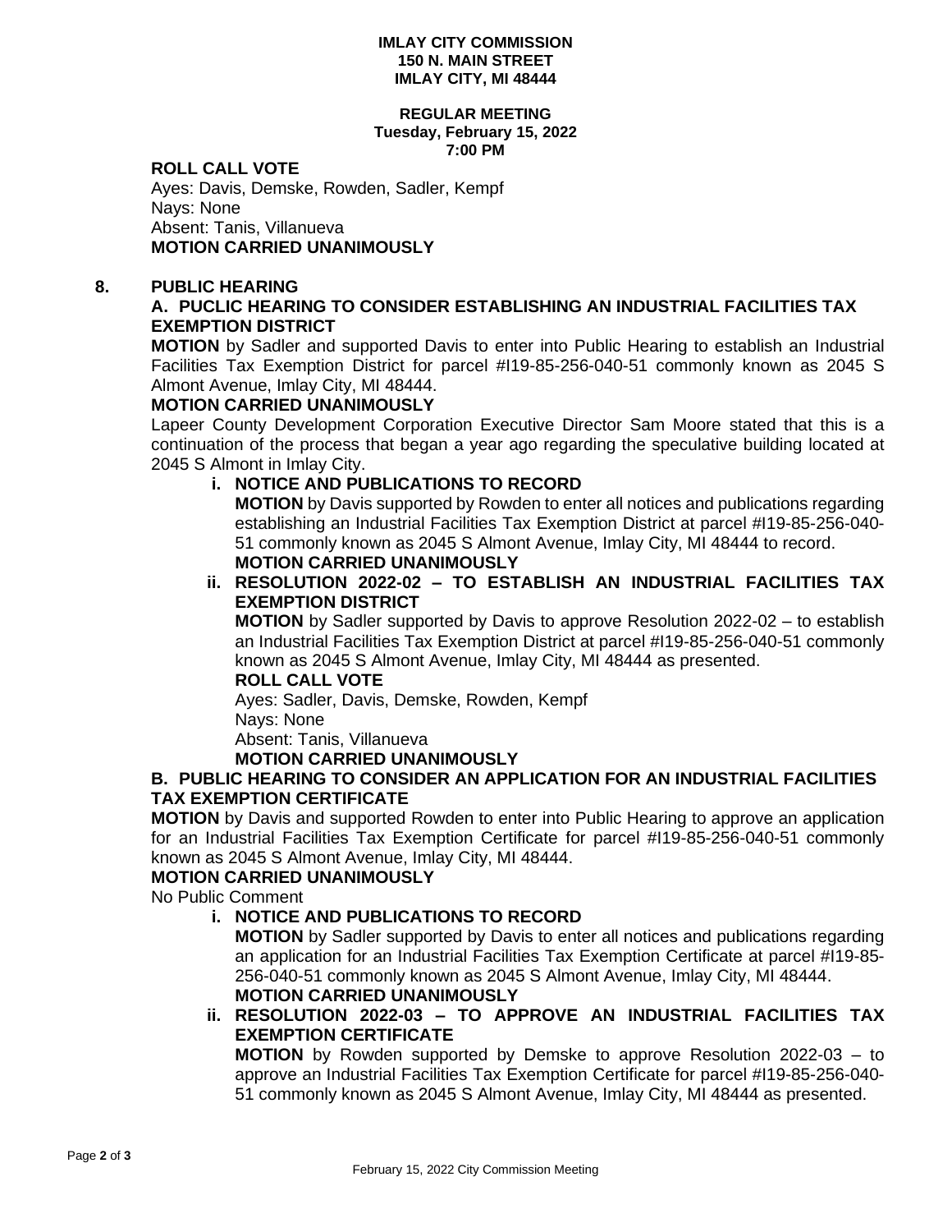**IMLAY CITY COMMISSION**
**150 N. MAIN STREET**
**IMLAY CITY, MI 48444**

**REGULAR MEETING**
**Tuesday, February 15, 2022**
**7:00 PM**

**ROLL CALL VOTE**
Ayes: Davis, Demske, Rowden, Sadler, Kempf
Nays: None
Absent: Tanis, Villanueva
**MOTION CARRIED UNANIMOUSLY**

## 8. PUBLIC HEARING

### A. PUCLIC HEARING TO CONSIDER ESTABLISHING AN INDUSTRIAL FACILITIES TAX EXEMPTION DISTRICT

**MOTION** by Sadler and supported Davis to enter into Public Hearing to establish an Industrial Facilities Tax Exemption District for parcel #I19-85-256-040-51 commonly known as 2045 S Almont Avenue, Imlay City, MI 48444.
**MOTION CARRIED UNANIMOUSLY**

Lapeer County Development Corporation Executive Director Sam Moore stated that this is a continuation of the process that began a year ago regarding the speculative building located at 2045 S Almont in Imlay City.

**i. NOTICE AND PUBLICATIONS TO RECORD**

**MOTION** by Davis supported by Rowden to enter all notices and publications regarding establishing an Industrial Facilities Tax Exemption District at parcel #I19-85-256-040-51 commonly known as 2045 S Almont Avenue, Imlay City, MI 48444 to record.
**MOTION CARRIED UNANIMOUSLY**

**ii. RESOLUTION 2022-02 – TO ESTABLISH AN INDUSTRIAL FACILITIES TAX EXEMPTION DISTRICT**

**MOTION** by Sadler supported by Davis to approve Resolution 2022-02 – to establish an Industrial Facilities Tax Exemption District at parcel #I19-85-256-040-51 commonly known as 2045 S Almont Avenue, Imlay City, MI 48444 as presented.

**ROLL CALL VOTE**
Ayes: Sadler, Davis, Demske, Rowden, Kempf
Nays: None
Absent: Tanis, Villanueva
**MOTION CARRIED UNANIMOUSLY**

### B. PUBLIC HEARING TO CONSIDER AN APPLICATION FOR AN INDUSTRIAL FACILITIES TAX EXEMPTION CERTIFICATE

**MOTION** by Davis and supported Rowden to enter into Public Hearing to approve an application for an Industrial Facilities Tax Exemption Certificate for parcel #I19-85-256-040-51 commonly known as 2045 S Almont Avenue, Imlay City, MI 48444.
**MOTION CARRIED UNANIMOUSLY**

No Public Comment

**i. NOTICE AND PUBLICATIONS TO RECORD**

**MOTION** by Sadler supported by Davis to enter all notices and publications regarding an application for an Industrial Facilities Tax Exemption Certificate at parcel #I19-85-256-040-51 commonly known as 2045 S Almont Avenue, Imlay City, MI 48444.
**MOTION CARRIED UNANIMOUSLY**

**ii. RESOLUTION 2022-03 – TO APPROVE AN INDUSTRIAL FACILITIES TAX EXEMPTION CERTIFICATE**

**MOTION** by Rowden supported by Demske to approve Resolution 2022-03 – to approve an Industrial Facilities Tax Exemption Certificate for parcel #I19-85-256-040-51 commonly known as 2045 S Almont Avenue, Imlay City, MI 48444 as presented.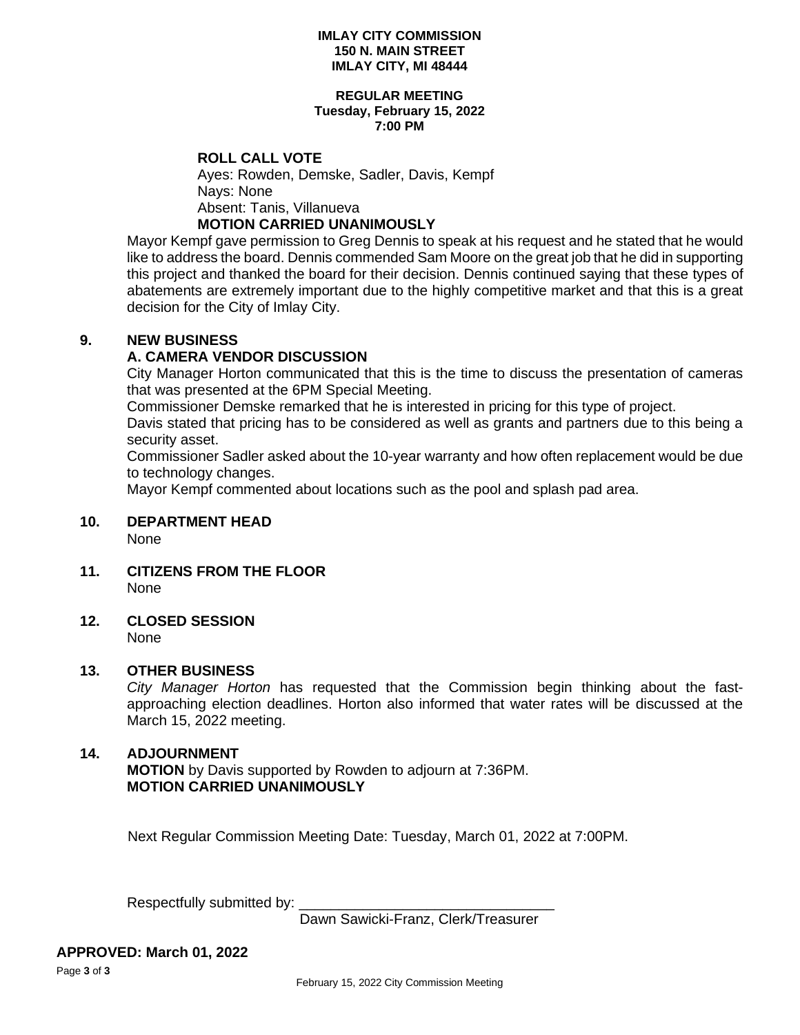**IMLAY CITY COMMISSION**
**150 N. MAIN STREET**
**IMLAY CITY, MI 48444**

**REGULAR MEETING**
**Tuesday, February 15, 2022**
**7:00 PM**

**ROLL CALL VOTE**
Ayes: Rowden, Demske, Sadler, Davis, Kempf
Nays: None
Absent: Tanis, Villanueva
**MOTION CARRIED UNANIMOUSLY**

Mayor Kempf gave permission to Greg Dennis to speak at his request and he stated that he would like to address the board. Dennis commended Sam Moore on the great job that he did in supporting this project and thanked the board for their decision. Dennis continued saying that these types of abatements are extremely important due to the highly competitive market and that this is a great decision for the City of Imlay City.

## 9. NEW BUSINESS

### A. CAMERA VENDOR DISCUSSION

City Manager Horton communicated that this is the time to discuss the presentation of cameras that was presented at the 6PM Special Meeting.
Commissioner Demske remarked that he is interested in pricing for this type of project.
Davis stated that pricing has to be considered as well as grants and partners due to this being a security asset.
Commissioner Sadler asked about the 10-year warranty and how often replacement would be due to technology changes.
Mayor Kempf commented about locations such as the pool and splash pad area.

## 10. DEPARTMENT HEAD

None

## 11. CITIZENS FROM THE FLOOR

None

## 12. CLOSED SESSION

None

## 13. OTHER BUSINESS

*City Manager Horton* has requested that the Commission begin thinking about the fast-approaching election deadlines. Horton also informed that water rates will be discussed at the March 15, 2022 meeting.

## 14. ADJOURNMENT

**MOTION** by Davis supported by Rowden to adjourn at 7:36PM.
**MOTION CARRIED UNANIMOUSLY**

Next Regular Commission Meeting Date: Tuesday, March 01, 2022 at 7:00PM.

Respectfully submitted by: \_\_\_\_\_\_\_\_\_\_\_\_\_\_\_\_\_\_\_\_\_\_\_\_\_\_\_\_\_\_\_\_
Dawn Sawicki-Franz, Clerk/Treasurer

**APPROVED: March 01, 2022**